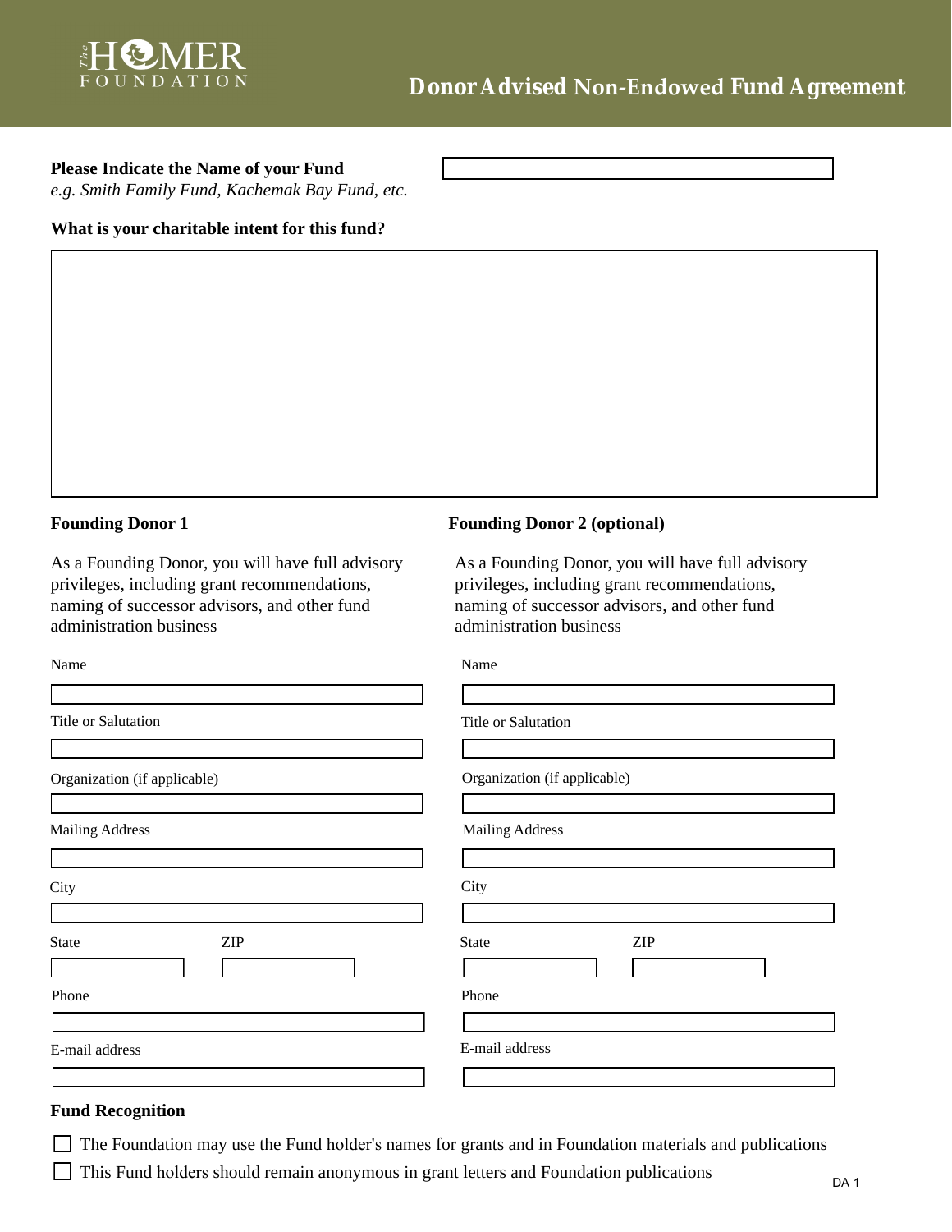The HOMER FOUNDATION

# Donor Advised Non-Endowed Fund Agreement

**Please Indicate the Name of your Fund**
*e.g. Smith Family Fund, Kachemak Bay Fund, etc.*

**What is your charitable intent for this fund?**

## Founding Donor 1

As a Founding Donor, you will have full advisory privileges, including grant recommendations, naming of successor advisors, and other fund administration business

Name

Title or Salutation

Organization (if applicable)

Mailing Address

City

State

ZIP

Phone

E-mail address

## Founding Donor 2 (optional)

As a Founding Donor, you will have full advisory privileges, including grant recommendations, naming of successor advisors, and other fund administration business

Name

Title or Salutation

Organization (if applicable)

Mailing Address

City

State

ZIP

Phone

E-mail address

## Fund Recognition

- ☐ The Foundation may use the Fund holder's names for grants and in Foundation materials and publications
- ☐ This Fund holders should remain anonymous in grant letters and Foundation publications

DA 1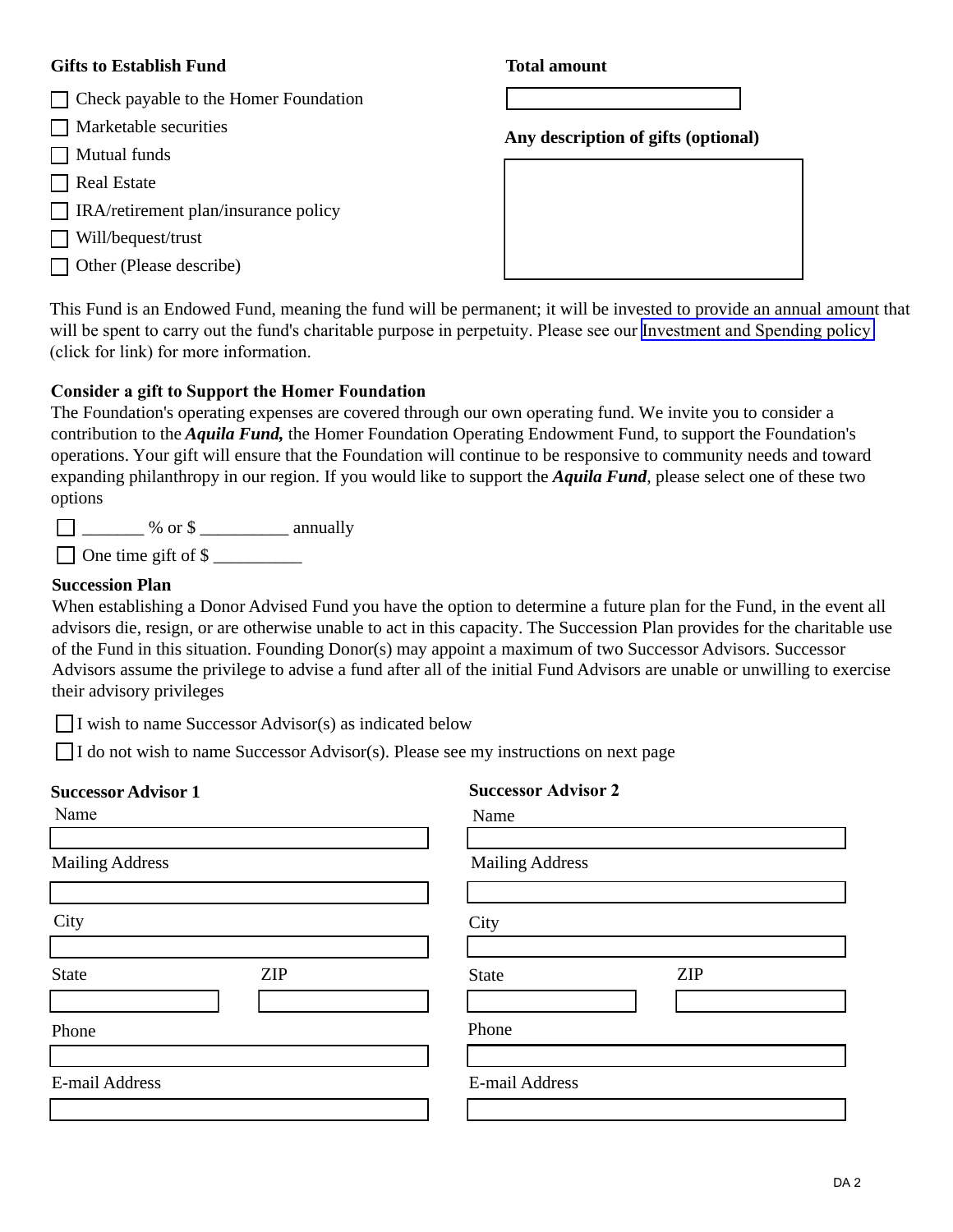**Gifts to Establish Fund**

- ☐ Check payable to the Homer Foundation
- ☐ Marketable securities
- ☐ Mutual funds
- ☐ Real Estate
- ☐ IRA/retirement plan/insurance policy
- ☐ Will/bequest/trust
- ☐ Other (Please describe)

**Total amount**

______________________

**Any description of gifts (optional)**

______________________

This Fund is an Endowed Fund, meaning the fund will be permanent; it will be invested to provide an annual amount that will be spent to carry out the fund's charitable purpose in perpetuity. Please see our Investment and Spending policy (click for link) for more information.

**Consider a gift to Support the Homer Foundation**

The Foundation's operating expenses are covered through our own operating fund. We invite you to consider a contribution to the ***Aquila Fund,*** the Homer Foundation Operating Endowment Fund, to support the Foundation's operations. Your gift will ensure that the Foundation will continue to be responsive to community needs and toward expanding philanthropy in our region. If you would like to support the ***Aquila Fund***, please select one of these two options

- ☐ _______ % or $ __________ annually
- ☐ One time gift of $ __________

**Succession Plan**

When establishing a Donor Advised Fund you have the option to determine a future plan for the Fund, in the event all advisors die, resign, or are otherwise unable to act in this capacity. The Succession Plan provides for the charitable use of the Fund in this situation. Founding Donor(s) may appoint a maximum of two Successor Advisors. Successor Advisors assume the privilege to advise a fund after all of the initial Fund Advisors are unable or unwilling to exercise their advisory privileges

- ☐ I wish to name Successor Advisor(s) as indicated below
- ☐ I do not wish to name Successor Advisor(s). Please see my instructions on next page

**Successor Advisor 1**

Name

______________________

Mailing Address

______________________

City

______________________

State ____________ ZIP ____________

Phone

______________________

E-mail Address

______________________

**Successor Advisor 2**

Name

______________________

Mailing Address

______________________

City

______________________

State ____________ ZIP ____________

Phone

______________________

E-mail Address

______________________

DA 2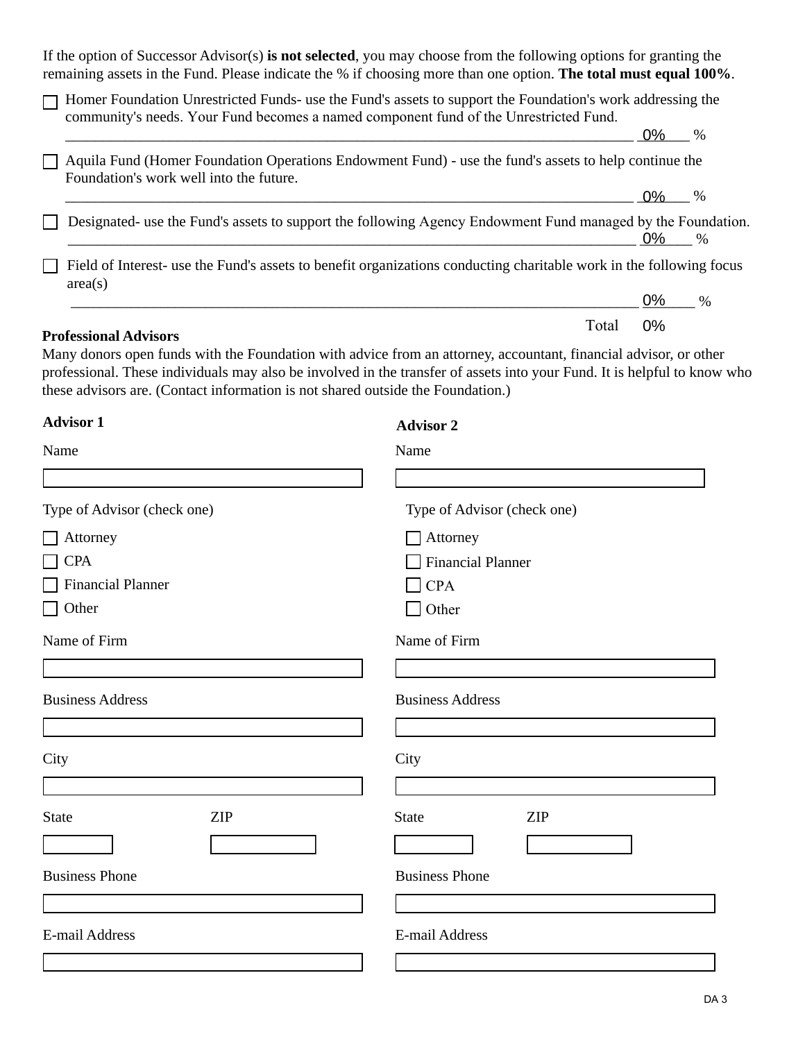If the option of Successor Advisor(s) **is not selected**, you may choose from the following options for granting the remaining assets in the Fund. Please indicate the % if choosing more than one option. **The total must equal 100%**.

☐ Homer Foundation Unrestricted Funds- use the Fund's assets to support the Foundation's work addressing the community's needs. Your Fund becomes a named component fund of the Unrestricted Fund.
________________________________________________________________________ 0% %

☐ Aquila Fund (Homer Foundation Operations Endowment Fund) - use the fund's assets to help continue the Foundation's work well into the future.
________________________________________________________________________ 0% %

☐ Designated- use the Fund's assets to support the following Agency Endowment Fund managed by the Foundation.
________________________________________________________________________ 0% %

☐ Field of Interest- use the Fund's assets to benefit organizations conducting charitable work in the following focus area(s)
________________________________________________________________________ 0% %

Total 0%

**Professional Advisors**

Many donors open funds with the Foundation with advice from an attorney, accountant, financial advisor, or other professional. These individuals may also be involved in the transfer of assets into your Fund. It is helpful to know who these advisors are. (Contact information is not shared outside the Foundation.)

**Advisor 1**

Name

[ ]

Type of Advisor (check one)

☐ Attorney
☐ CPA
☐ Financial Planner
☐ Other

Name of Firm

[ ]

Business Address

[ ]

City

[ ]

State [ ] ZIP [ ]

Business Phone

[ ]

E-mail Address

[ ]

**Advisor 2**

Name

[ ]

Type of Advisor (check one)

☐ Attorney
☐ Financial Planner
☐ CPA
☐ Other

Name of Firm

[ ]

Business Address

[ ]

City

[ ]

State [ ] ZIP [ ]

Business Phone

[ ]

E-mail Address

[ ]

DA 3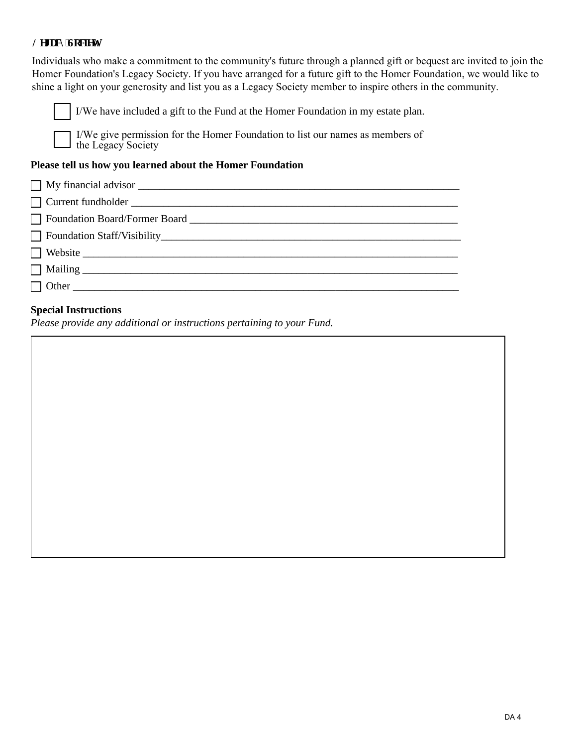## Legacy Society

Individuals who make a commitment to the community's future through a planned gift or bequest are invited to join the Homer Foundation's Legacy Society. If you have arranged for a future gift to the Homer Foundation, we would like to shine a light on your generosity and list you as a Legacy Society member to inspire others in the community.

☐ I/We have included a gift to the Fund at the Homer Foundation in my estate plan.

☐ I/We give permission for the Homer Foundation to list our names as members of the Legacy Society

**Please tell us how you learned about the Homer Foundation**

☐ My financial advisor ______________________________________________________________

☐ Current fundholder ______________________________________________________________

☐ Foundation Board/Former Board ______________________________________________________

☐ Foundation Staff/Visibility__________________________________________________________

☐ Website ______________________________________________________________________

☐ Mailing ______________________________________________________________________

☐ Other ________________________________________________________________________

**Special Instructions**

*Please provide any additional or instructions pertaining to your Fund.*

DA 4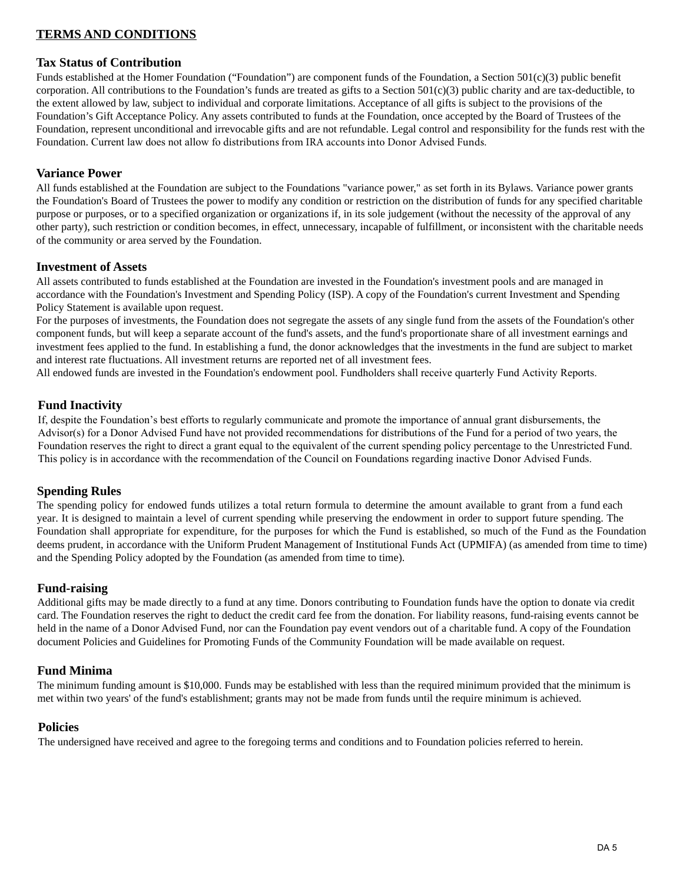## TERMS AND CONDITIONS

### Tax Status of Contribution

Funds established at the Homer Foundation ("Foundation") are component funds of the Foundation, a Section 501(c)(3) public benefit corporation. All contributions to the Foundation's funds are treated as gifts to a Section 501(c)(3) public charity and are tax-deductible, to the extent allowed by law, subject to individual and corporate limitations. Acceptance of all gifts is subject to the provisions of the Foundation's Gift Acceptance Policy. Any assets contributed to funds at the Foundation, once accepted by the Board of Trustees of the Foundation, represent unconditional and irrevocable gifts and are not refundable. Legal control and responsibility for the funds rest with the Foundation. Current law does not allow fo distributions from IRA accounts into Donor Advised Funds.

### Variance Power

All funds established at the Foundation are subject to the Foundations "variance power," as set forth in its Bylaws. Variance power grants the Foundation's Board of Trustees the power to modify any condition or restriction on the distribution of funds for any specified charitable purpose or purposes, or to a specified organization or organizations if, in its sole judgement (without the necessity of the approval of any other party), such restriction or condition becomes, in effect, unnecessary, incapable of fulfillment, or inconsistent with the charitable needs of the community or area served by the Foundation.

### Investment of Assets

All assets contributed to funds established at the Foundation are invested in the Foundation's investment pools and are managed in accordance with the Foundation's Investment and Spending Policy (ISP). A copy of the Foundation's current Investment and Spending Policy Statement is available upon request.

For the purposes of investments, the Foundation does not segregate the assets of any single fund from the assets of the Foundation's other component funds, but will keep a separate account of the fund's assets, and the fund's proportionate share of all investment earnings and investment fees applied to the fund. In establishing a fund, the donor acknowledges that the investments in the fund are subject to market and interest rate fluctuations. All investment returns are reported net of all investment fees.

All endowed funds are invested in the Foundation's endowment pool. Fundholders shall receive quarterly Fund Activity Reports.

### Fund Inactivity

If, despite the Foundation's best efforts to regularly communicate and promote the importance of annual grant disbursements, the Advisor(s) for a Donor Advised Fund have not provided recommendations for distributions of the Fund for a period of two years, the Foundation reserves the right to direct a grant equal to the equivalent of the current spending policy percentage to the Unrestricted Fund. This policy is in accordance with the recommendation of the Council on Foundations regarding inactive Donor Advised Funds.

### Spending Rules

The spending policy for endowed funds utilizes a total return formula to determine the amount available to grant from a fund each year. It is designed to maintain a level of current spending while preserving the endowment in order to support future spending. The Foundation shall appropriate for expenditure, for the purposes for which the Fund is established, so much of the Fund as the Foundation deems prudent, in accordance with the Uniform Prudent Management of Institutional Funds Act (UPMIFA) (as amended from time to time) and the Spending Policy adopted by the Foundation (as amended from time to time).

### Fund-raising

Additional gifts may be made directly to a fund at any time. Donors contributing to Foundation funds have the option to donate via credit card. The Foundation reserves the right to deduct the credit card fee from the donation. For liability reasons, fund-raising events cannot be held in the name of a Donor Advised Fund, nor can the Foundation pay event vendors out of a charitable fund. A copy of the Foundation document Policies and Guidelines for Promoting Funds of the Community Foundation will be made available on request.

### Fund Minima

The minimum funding amount is $10,000. Funds may be established with less than the required minimum provided that the minimum is met within two years' of the fund's establishment; grants may not be made from funds until the require minimum is achieved.

### Policies

The undersigned have received and agree to the foregoing terms and conditions and to Foundation policies referred to herein.

DA 5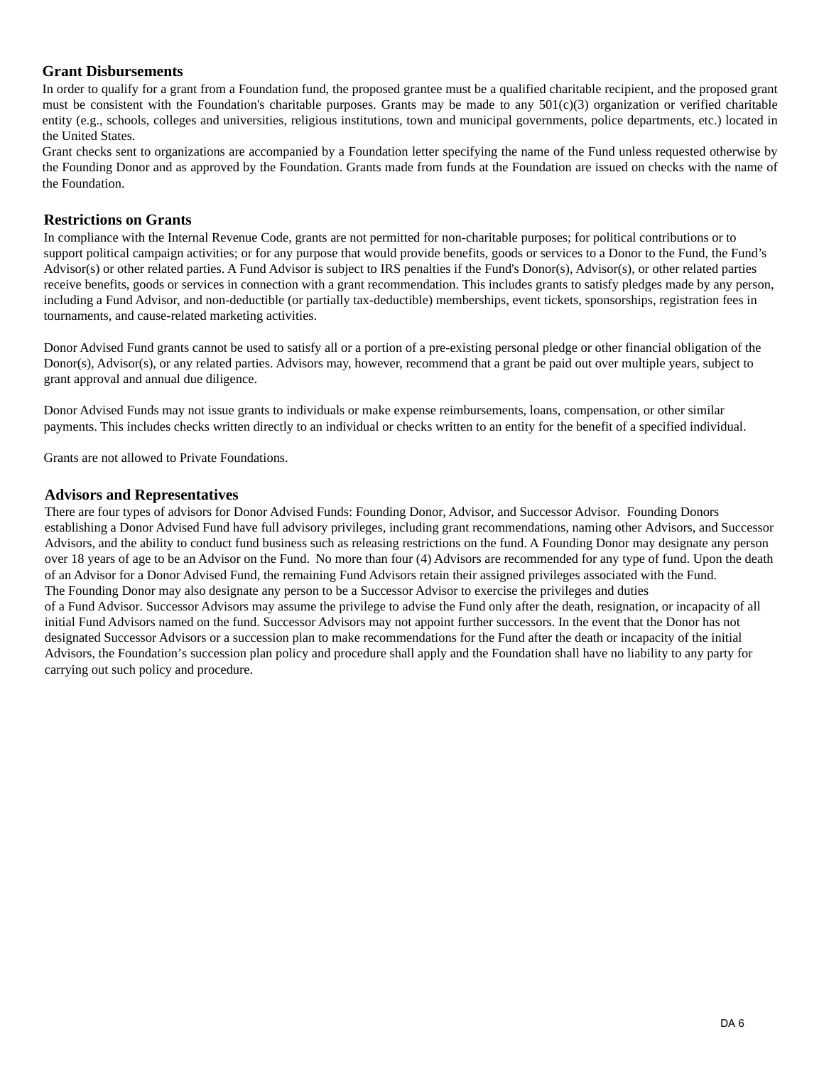## Grant Disbursements

In order to qualify for a grant from a Foundation fund, the proposed grantee must be a qualified charitable recipient, and the proposed grant must be consistent with the Foundation's charitable purposes. Grants may be made to any 501(c)(3) organization or verified charitable entity (e.g., schools, colleges and universities, religious institutions, town and municipal governments, police departments, etc.) located in the United States.

Grant checks sent to organizations are accompanied by a Foundation letter specifying the name of the Fund unless requested otherwise by the Founding Donor and as approved by the Foundation. Grants made from funds at the Foundation are issued on checks with the name of the Foundation.

## Restrictions on Grants

In compliance with the Internal Revenue Code, grants are not permitted for non-charitable purposes; for political contributions or to support political campaign activities; or for any purpose that would provide benefits, goods or services to a Donor to the Fund, the Fund's Advisor(s) or other related parties. A Fund Advisor is subject to IRS penalties if the Fund's Donor(s), Advisor(s), or other related parties receive benefits, goods or services in connection with a grant recommendation. This includes grants to satisfy pledges made by any person, including a Fund Advisor, and non-deductible (or partially tax-deductible) memberships, event tickets, sponsorships, registration fees in tournaments, and cause-related marketing activities.

Donor Advised Fund grants cannot be used to satisfy all or a portion of a pre-existing personal pledge or other financial obligation of the Donor(s), Advisor(s), or any related parties. Advisors may, however, recommend that a grant be paid out over multiple years, subject to grant approval and annual due diligence.

Donor Advised Funds may not issue grants to individuals or make expense reimbursements, loans, compensation, or other similar payments. This includes checks written directly to an individual or checks written to an entity for the benefit of a specified individual.

Grants are not allowed to Private Foundations.

## Advisors and Representatives

There are four types of advisors for Donor Advised Funds: Founding Donor, Advisor, and Successor Advisor. Founding Donors establishing a Donor Advised Fund have full advisory privileges, including grant recommendations, naming other Advisors, and Successor Advisors, and the ability to conduct fund business such as releasing restrictions on the fund. A Founding Donor may designate any person over 18 years of age to be an Advisor on the Fund. No more than four (4) Advisors are recommended for any type of fund. Upon the death of an Advisor for a Donor Advised Fund, the remaining Fund Advisors retain their assigned privileges associated with the Fund. The Founding Donor may also designate any person to be a Successor Advisor to exercise the privileges and duties of a Fund Advisor. Successor Advisors may assume the privilege to advise the Fund only after the death, resignation, or incapacity of all initial Fund Advisors named on the fund. Successor Advisors may not appoint further successors. In the event that the Donor has not designated Successor Advisors or a succession plan to make recommendations for the Fund after the death or incapacity of the initial Advisors, the Foundation's succession plan policy and procedure shall apply and the Foundation shall have no liability to any party for carrying out such policy and procedure.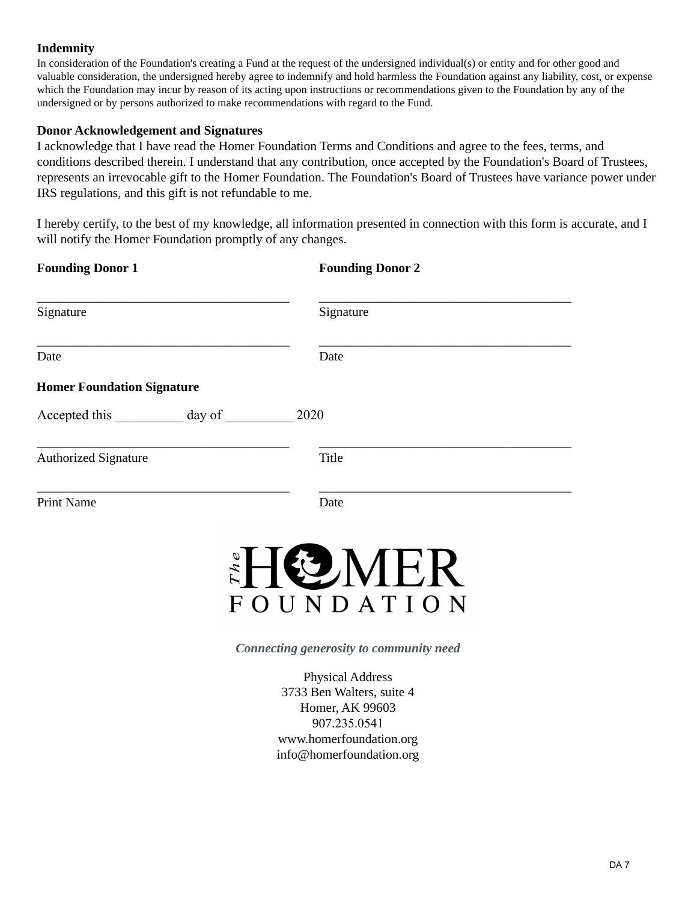**Indemnity**

In consideration of the Foundation's creating a Fund at the request of the undersigned individual(s) or entity and for other good and valuable consideration, the undersigned hereby agree to indemnify and hold harmless the Foundation against any liability, cost, or expense which the Foundation may incur by reason of its acting upon instructions or recommendations given to the Foundation by any of the undersigned or by persons authorized to make recommendations with regard to the Fund.

**Donor Acknowledgement and Signatures**

I acknowledge that I have read the Homer Foundation Terms and Conditions and agree to the fees, terms, and conditions described therein. I understand that any contribution, once accepted by the Foundation's Board of Trustees, represents an irrevocable gift to the Homer Foundation. The Foundation's Board of Trustees have variance power under IRS regulations, and this gift is not refundable to me.

I hereby certify, to the best of my knowledge, all information presented in connection with this form is accurate, and I will notify the Homer Foundation promptly of any changes.

| **Founding Donor 1** | **Founding Donor 2** |
|---|---|
| ______________________________________ | ______________________________________ |
| Signature | Signature |
| ______________________________________ | ______________________________________ |
| Date | Date |

**Homer Foundation Signature**

Accepted this __________ day of __________ 2020

| | |
|---|---|
| ______________________________________ | ______________________________________ |
| Authorized Signature | Title |
| ______________________________________ | ______________________________________ |
| Print Name | Date |

The HOMER FOUNDATION

***Connecting generosity to community need***

Physical Address
3733 Ben Walters, suite 4
Homer, AK 99603
907.235.0541
www.homerfoundation.org
info@homerfoundation.org

DA 7